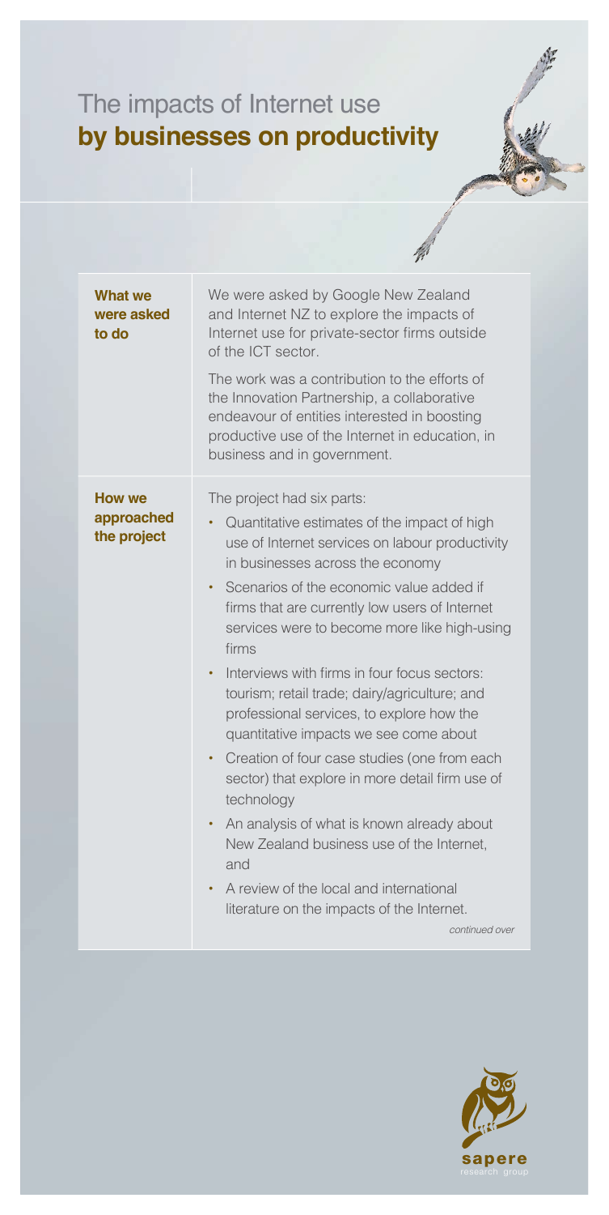# The impacts of Internet use **by businesses on productivity**

| | |
|---|---|
| **What we were asked to do** | We were asked by Google New Zealand and Internet NZ to explore the impacts of Internet use for private-sector firms outside of the ICT sector.<br><br>The work was a contribution to the efforts of the Innovation Partnership, a collaborative endeavour of entities interested in boosting productive use of the Internet in education, in business and in government. |
| **How we approached the project** | The project had six parts:<br>• Quantitative estimates of the impact of high use of Internet services on labour productivity in businesses across the economy<br>• Scenarios of the economic value added if firms that are currently low users of Internet services were to become more like high-using firms<br>• Interviews with firms in four focus sectors: tourism; retail trade; dairy/agriculture; and professional services, to explore how the quantitative impacts we see come about<br>• Creation of four case studies (one from each sector) that explore in more detail firm use of technology<br>• An analysis of what is known already about New Zealand business use of the Internet, and<br>• A review of the local and international literature on the impacts of the Internet. |

*continued over*

sapere
research group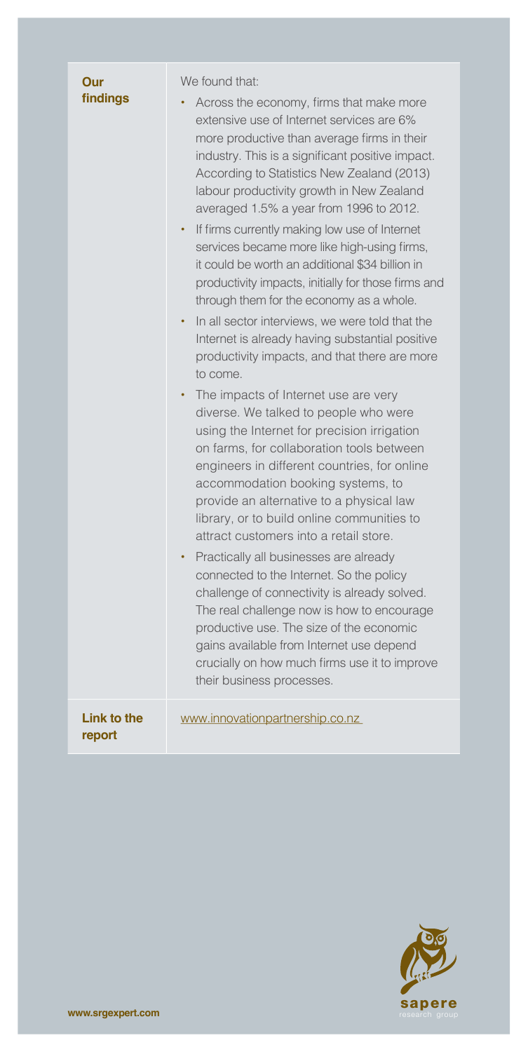**Our findings**

We found that:

- Across the economy, firms that make more extensive use of Internet services are 6% more productive than average firms in their industry. This is a significant positive impact. According to Statistics New Zealand (2013) labour productivity growth in New Zealand averaged 1.5% a year from 1996 to 2012.
- If firms currently making low use of Internet services became more like high-using firms, it could be worth an additional $34 billion in productivity impacts, initially for those firms and through them for the economy as a whole.
- In all sector interviews, we were told that the Internet is already having substantial positive productivity impacts, and that there are more to come.
- The impacts of Internet use are very diverse. We talked to people who were using the Internet for precision irrigation on farms, for collaboration tools between engineers in different countries, for online accommodation booking systems, to provide an alternative to a physical law library, or to build online communities to attract customers into a retail store.
- Practically all businesses are already connected to the Internet. So the policy challenge of connectivity is already solved. The real challenge now is how to encourage productive use. The size of the economic gains available from Internet use depend crucially on how much firms use it to improve their business processes.

**Link to the report**

www.innovationpartnership.co.nz

www.srgexpert.com

sapere research group